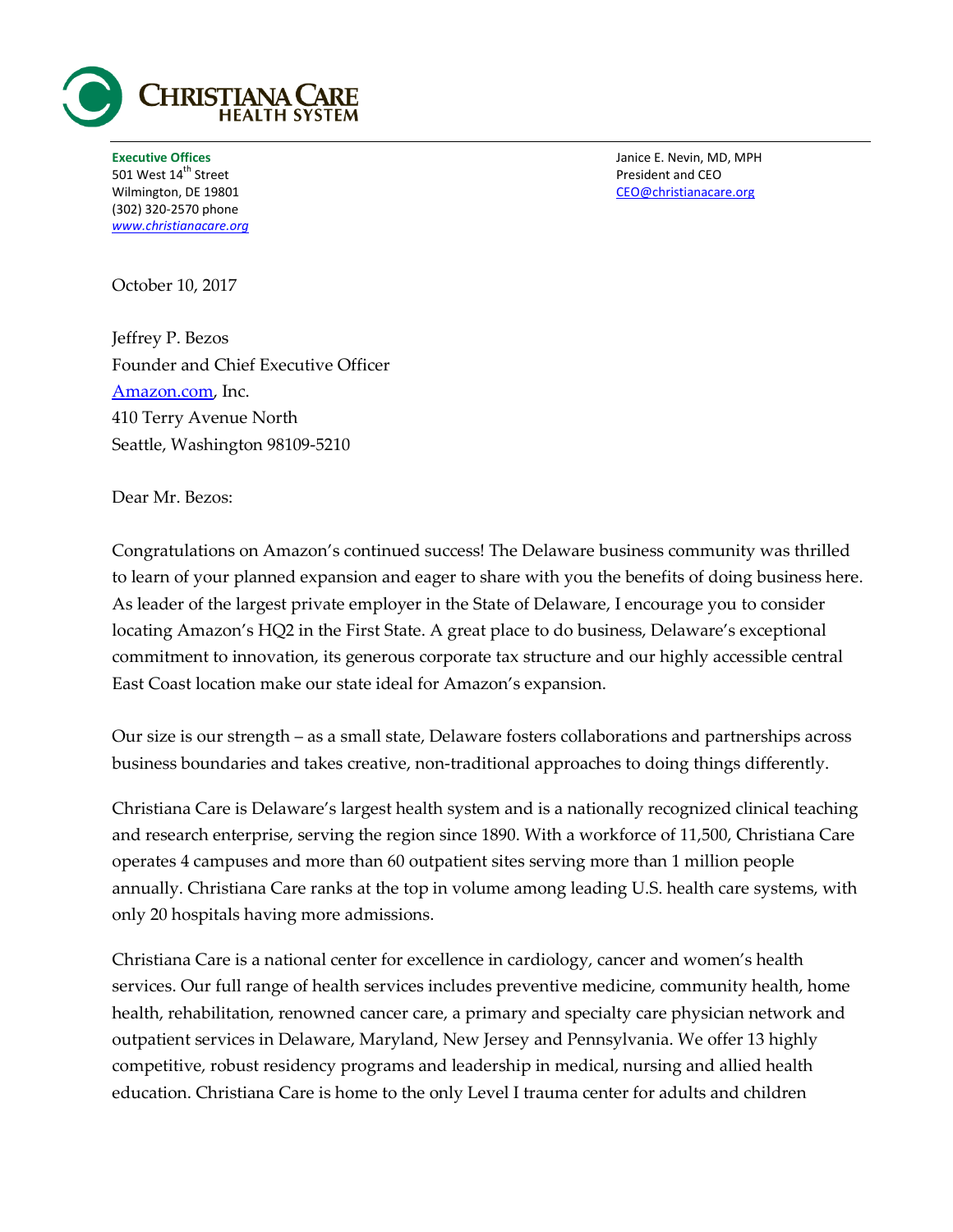**CHRISTIANA CARE**
**HEALTH SYSTEM**

**Executive Offices**
501 West 14th Street
Wilmington, DE 19801
(302) 320-2570 phone
*www.christianacare.org*

Janice E. Nevin, MD, MPH
President and CEO
CEO@christianacare.org

October 10, 2017

Jeffrey P. Bezos
Founder and Chief Executive Officer
Amazon.com, Inc.
410 Terry Avenue North
Seattle, Washington 98109-5210

Dear Mr. Bezos:

Congratulations on Amazon's continued success! The Delaware business community was thrilled to learn of your planned expansion and eager to share with you the benefits of doing business here. As leader of the largest private employer in the State of Delaware, I encourage you to consider locating Amazon's HQ2 in the First State. A great place to do business, Delaware's exceptional commitment to innovation, its generous corporate tax structure and our highly accessible central East Coast location make our state ideal for Amazon's expansion.

Our size is our strength – as a small state, Delaware fosters collaborations and partnerships across business boundaries and takes creative, non-traditional approaches to doing things differently.

Christiana Care is Delaware's largest health system and is a nationally recognized clinical teaching and research enterprise, serving the region since 1890. With a workforce of 11,500, Christiana Care operates 4 campuses and more than 60 outpatient sites serving more than 1 million people annually. Christiana Care ranks at the top in volume among leading U.S. health care systems, with only 20 hospitals having more admissions.

Christiana Care is a national center for excellence in cardiology, cancer and women's health services. Our full range of health services includes preventive medicine, community health, home health, rehabilitation, renowned cancer care, a primary and specialty care physician network and outpatient services in Delaware, Maryland, New Jersey and Pennsylvania. We offer 13 highly competitive, robust residency programs and leadership in medical, nursing and allied health education. Christiana Care is home to the only Level I trauma center for adults and children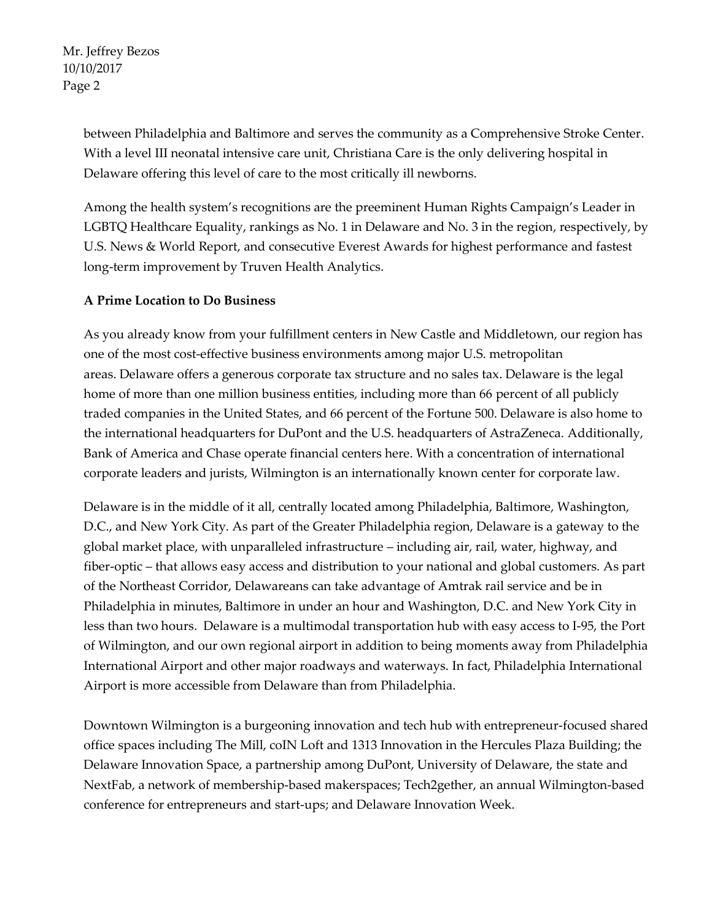between Philadelphia and Baltimore and serves the community as a Comprehensive Stroke Center. With a level III neonatal intensive care unit, Christiana Care is the only delivering hospital in Delaware offering this level of care to the most critically ill newborns.

Among the health system's recognitions are the preeminent Human Rights Campaign's Leader in LGBTQ Healthcare Equality, rankings as No. 1 in Delaware and No. 3 in the region, respectively, by U.S. News & World Report, and consecutive Everest Awards for highest performance and fastest long-term improvement by Truven Health Analytics.

**A Prime Location to Do Business**

As you already know from your fulfillment centers in New Castle and Middletown, our region has one of the most cost-effective business environments among major U.S. metropolitan areas. Delaware offers a generous corporate tax structure and no sales tax. Delaware is the legal home of more than one million business entities, including more than 66 percent of all publicly traded companies in the United States, and 66 percent of the Fortune 500. Delaware is also home to the international headquarters for DuPont and the U.S. headquarters of AstraZeneca. Additionally, Bank of America and Chase operate financial centers here. With a concentration of international corporate leaders and jurists, Wilmington is an internationally known center for corporate law.

Delaware is in the middle of it all, centrally located among Philadelphia, Baltimore, Washington, D.C., and New York City. As part of the Greater Philadelphia region, Delaware is a gateway to the global market place, with unparalleled infrastructure – including air, rail, water, highway, and fiber-optic – that allows easy access and distribution to your national and global customers. As part of the Northeast Corridor, Delawareans can take advantage of Amtrak rail service and be in Philadelphia in minutes, Baltimore in under an hour and Washington, D.C. and New York City in less than two hours. Delaware is a multimodal transportation hub with easy access to I-95, the Port of Wilmington, and our own regional airport in addition to being moments away from Philadelphia International Airport and other major roadways and waterways. In fact, Philadelphia International Airport is more accessible from Delaware than from Philadelphia.

Downtown Wilmington is a burgeoning innovation and tech hub with entrepreneur-focused shared office spaces including The Mill, coIN Loft and 1313 Innovation in the Hercules Plaza Building; the Delaware Innovation Space, a partnership among DuPont, University of Delaware, the state and NextFab, a network of membership-based makerspaces; Tech2gether, an annual Wilmington-based conference for entrepreneurs and start-ups; and Delaware Innovation Week.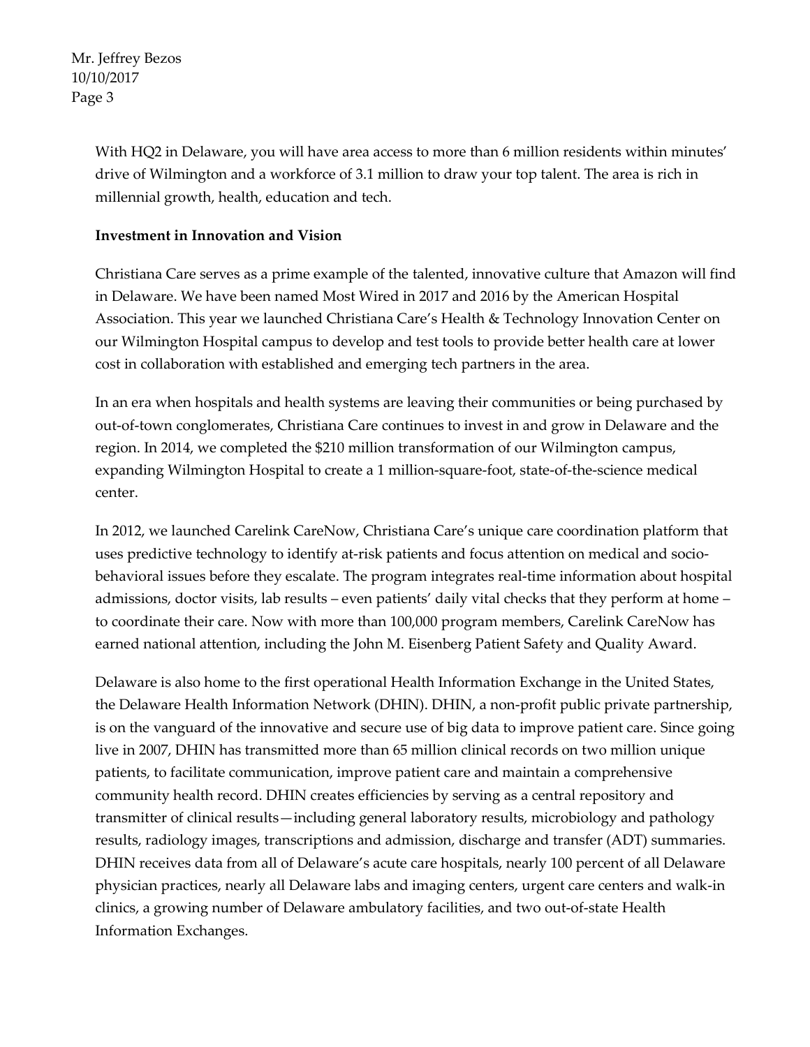With HQ2 in Delaware, you will have area access to more than 6 million residents within minutes' drive of Wilmington and a workforce of 3.1 million to draw your top talent. The area is rich in millennial growth, health, education and tech.

**Investment in Innovation and Vision**

Christiana Care serves as a prime example of the talented, innovative culture that Amazon will find in Delaware. We have been named Most Wired in 2017 and 2016 by the American Hospital Association. This year we launched Christiana Care's Health & Technology Innovation Center on our Wilmington Hospital campus to develop and test tools to provide better health care at lower cost in collaboration with established and emerging tech partners in the area.

In an era when hospitals and health systems are leaving their communities or being purchased by out-of-town conglomerates, Christiana Care continues to invest in and grow in Delaware and the region. In 2014, we completed the $210 million transformation of our Wilmington campus, expanding Wilmington Hospital to create a 1 million-square-foot, state-of-the-science medical center.

In 2012, we launched Carelink CareNow, Christiana Care's unique care coordination platform that uses predictive technology to identify at-risk patients and focus attention on medical and socio-behavioral issues before they escalate. The program integrates real-time information about hospital admissions, doctor visits, lab results – even patients' daily vital checks that they perform at home – to coordinate their care. Now with more than 100,000 program members, Carelink CareNow has earned national attention, including the John M. Eisenberg Patient Safety and Quality Award.

Delaware is also home to the first operational Health Information Exchange in the United States, the Delaware Health Information Network (DHIN). DHIN, a non-profit public private partnership, is on the vanguard of the innovative and secure use of big data to improve patient care. Since going live in 2007, DHIN has transmitted more than 65 million clinical records on two million unique patients, to facilitate communication, improve patient care and maintain a comprehensive community health record. DHIN creates efficiencies by serving as a central repository and transmitter of clinical results—including general laboratory results, microbiology and pathology results, radiology images, transcriptions and admission, discharge and transfer (ADT) summaries. DHIN receives data from all of Delaware's acute care hospitals, nearly 100 percent of all Delaware physician practices, nearly all Delaware labs and imaging centers, urgent care centers and walk-in clinics, a growing number of Delaware ambulatory facilities, and two out-of-state Health Information Exchanges.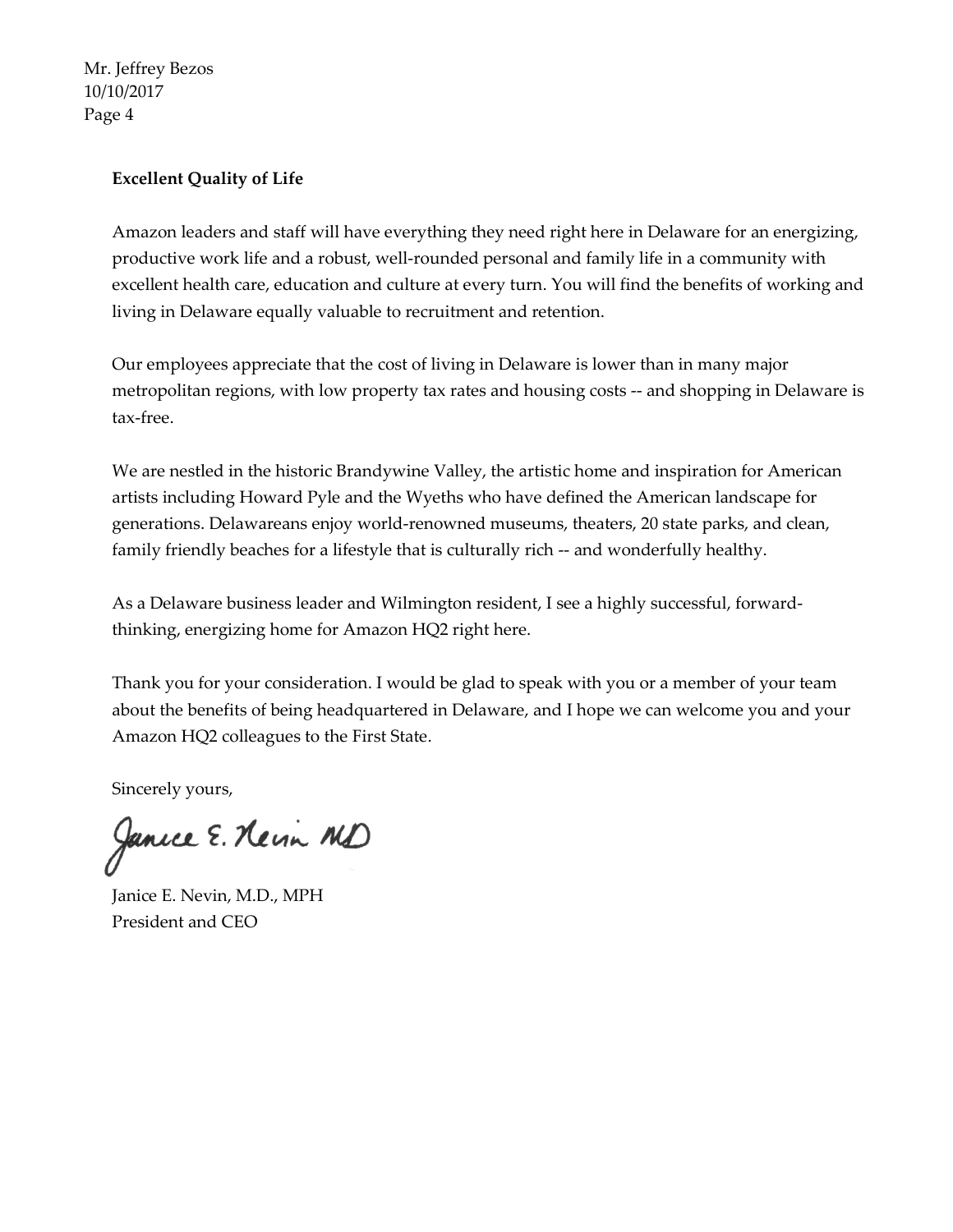**Excellent Quality of Life**

Amazon leaders and staff will have everything they need right here in Delaware for an energizing, productive work life and a robust, well-rounded personal and family life in a community with excellent health care, education and culture at every turn. You will find the benefits of working and living in Delaware equally valuable to recruitment and retention.

Our employees appreciate that the cost of living in Delaware is lower than in many major metropolitan regions, with low property tax rates and housing costs -- and shopping in Delaware is tax-free.

We are nestled in the historic Brandywine Valley, the artistic home and inspiration for American artists including Howard Pyle and the Wyeths who have defined the American landscape for generations. Delawareans enjoy world-renowned museums, theaters, 20 state parks, and clean, family friendly beaches for a lifestyle that is culturally rich -- and wonderfully healthy.

As a Delaware business leader and Wilmington resident, I see a highly successful, forward-thinking, energizing home for Amazon HQ2 right here.

Thank you for your consideration. I would be glad to speak with you or a member of your team about the benefits of being headquartered in Delaware, and I hope we can welcome you and your Amazon HQ2 colleagues to the First State.

Sincerely yours,

Janice E. Nevin MD

Janice E. Nevin, M.D., MPH
President and CEO